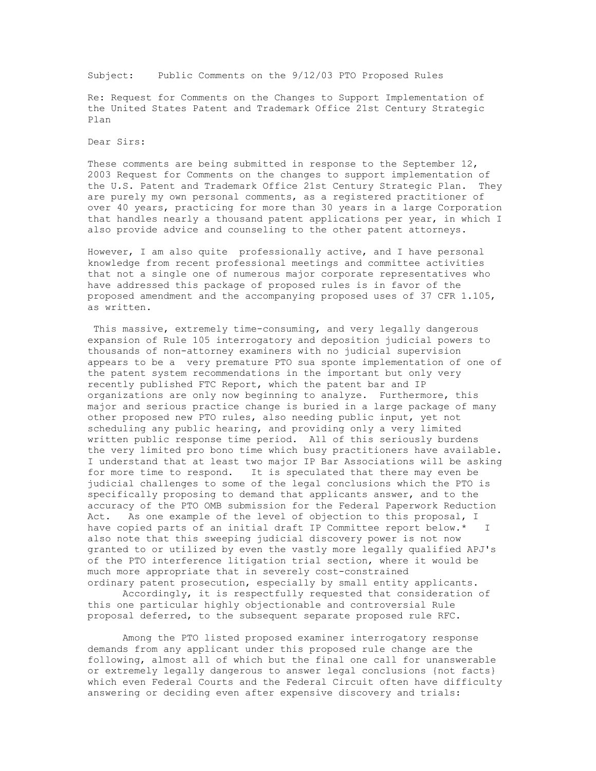Subject: Public Comments on the 9/12/03 PTO Proposed Rules

Re: Request for Comments on the Changes to Support Implementation of the United States Patent and Trademark Office 21st Century Strategic Plan

Dear Sirs:

These comments are being submitted in response to the September 12, 2003 Request for Comments on the changes to support implementation of the U.S. Patent and Trademark Office 21st Century Strategic Plan. They are purely my own personal comments, as a registered practitioner of over 40 years, practicing for more than 30 years in a large Corporation that handles nearly a thousand patent applications per year, in which I also provide advice and counseling to the other patent attorneys.

However, I am also quite professionally active, and I have personal knowledge from recent professional meetings and committee activities that not a single one of numerous major corporate representatives who have addressed this package of proposed rules is in favor of the proposed amendment and the accompanying proposed uses of 37 CFR 1.105, as written.

This massive, extremely time-consuming, and very legally dangerous expansion of Rule 105 interrogatory and deposition judicial powers to thousands of non-attorney examiners with no judicial supervision appears to be a very premature PTO sua sponte implementation of one of the patent system recommendations in the important but only very recently published FTC Report, which the patent bar and IP organizations are only now beginning to analyze. Furthermore, this major and serious practice change is buried in a large package of many other proposed new PTO rules, also needing public input, yet not scheduling any public hearing, and providing only a very limited written public response time period. All of this seriously burdens the very limited pro bono time which busy practitioners have available. I understand that at least two major IP Bar Associations will be asking for more time to respond. It is speculated that there may even be judicial challenges to some of the legal conclusions which the PTO is specifically proposing to demand that applicants answer, and to the accuracy of the PTO OMB submission for the Federal Paperwork Reduction Act. As one example of the level of objection to this proposal, I have copied parts of an initial draft IP Committee report below.* I also note that this sweeping judicial discovery power is not now granted to or utilized by even the vastly more legally qualified APJ's of the PTO interference litigation trial section, where it would be much more appropriate that in severely cost-constrained ordinary patent prosecution, especially by small entity applicants.

Accordingly, it is respectfully requested that consideration of this one particular highly objectionable and controversial Rule proposal deferred, to the subsequent separate proposed rule RFC.

Among the PTO listed proposed examiner interrogatory response demands from any applicant under this proposed rule change are the following, almost all of which but the final one call for unanswerable or extremely legally dangerous to answer legal conclusions {not facts} which even Federal Courts and the Federal Circuit often have difficulty answering or deciding even after expensive discovery and trials: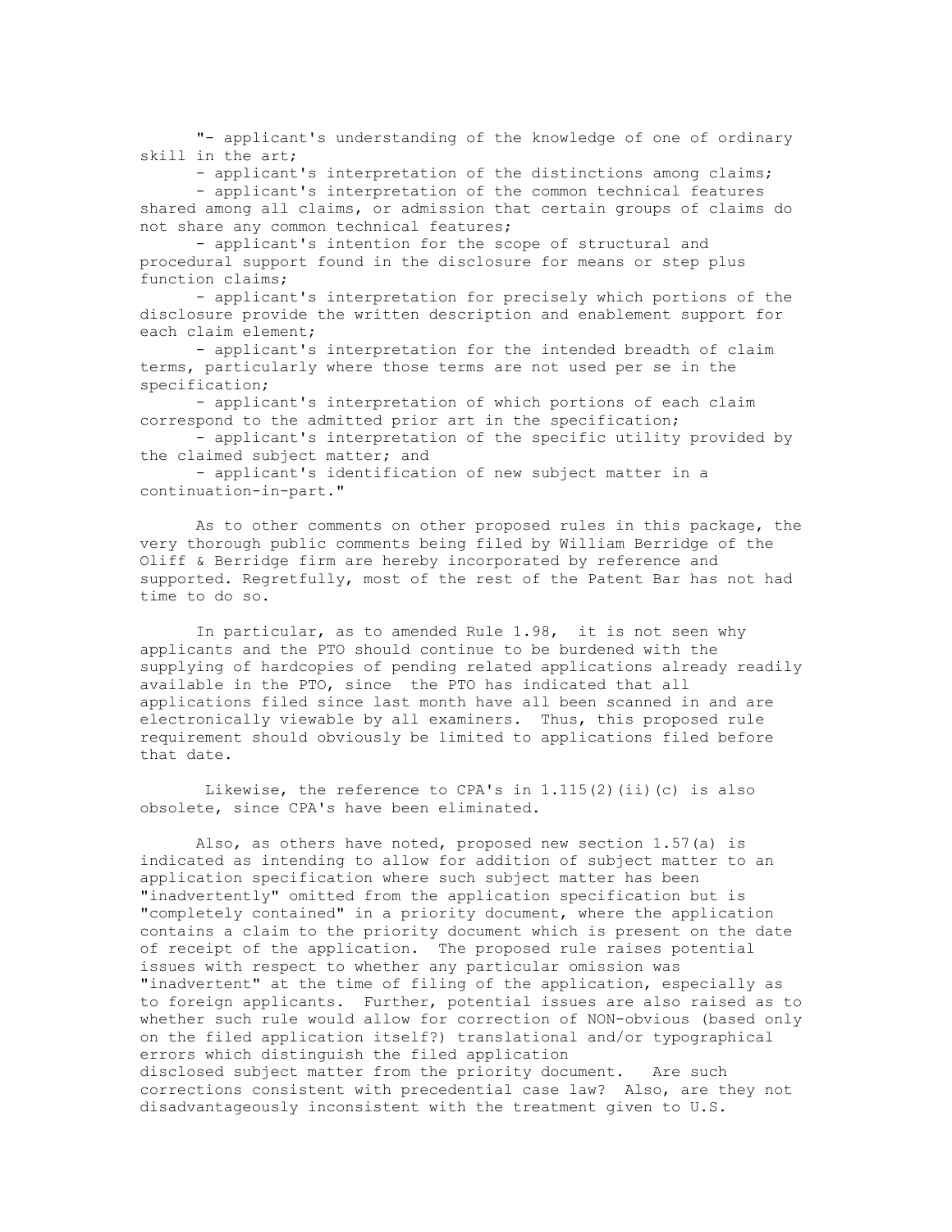"- applicant's understanding of the knowledge of one of ordinary skill in the art;

- applicant's interpretation of the distinctions among claims;
- applicant's interpretation of the common technical features shared among all claims, or admission that certain groups of claims do not share any common technical features;
- applicant's intention for the scope of structural and procedural support found in the disclosure for means or step plus function claims;
- applicant's interpretation for precisely which portions of the disclosure provide the written description and enablement support for each claim element;
- applicant's interpretation for the intended breadth of claim terms, particularly where those terms are not used per se in the specification;
- applicant's interpretation of which portions of each claim correspond to the admitted prior art in the specification;
- applicant's interpretation of the specific utility provided by the claimed subject matter; and
- applicant's identification of new subject matter in a continuation-in-part."

As to other comments on other proposed rules in this package, the very thorough public comments being filed by William Berridge of the Oliff & Berridge firm are hereby incorporated by reference and supported. Regretfully, most of the rest of the Patent Bar has not had time to do so.

In particular, as to amended Rule 1.98, it is not seen why applicants and the PTO should continue to be burdened with the supplying of hardcopies of pending related applications already readily available in the PTO, since the PTO has indicated that all applications filed since last month have all been scanned in and are electronically viewable by all examiners. Thus, this proposed rule requirement should obviously be limited to applications filed before that date.

Likewise, the reference to CPA's in 1.115(2)(ii)(c) is also obsolete, since CPA's have been eliminated.

Also, as others have noted, proposed new section 1.57(a) is indicated as intending to allow for addition of subject matter to an application specification where such subject matter has been "inadvertently" omitted from the application specification but is "completely contained" in a priority document, where the application contains a claim to the priority document which is present on the date of receipt of the application. The proposed rule raises potential issues with respect to whether any particular omission was "inadvertent" at the time of filing of the application, especially as to foreign applicants. Further, potential issues are also raised as to whether such rule would allow for correction of NON-obvious (based only on the filed application itself?) translational and/or typographical errors which distinguish the filed application disclosed subject matter from the priority document. Are such corrections consistent with precedential case law? Also, are they not disadvantageously inconsistent with the treatment given to U.S.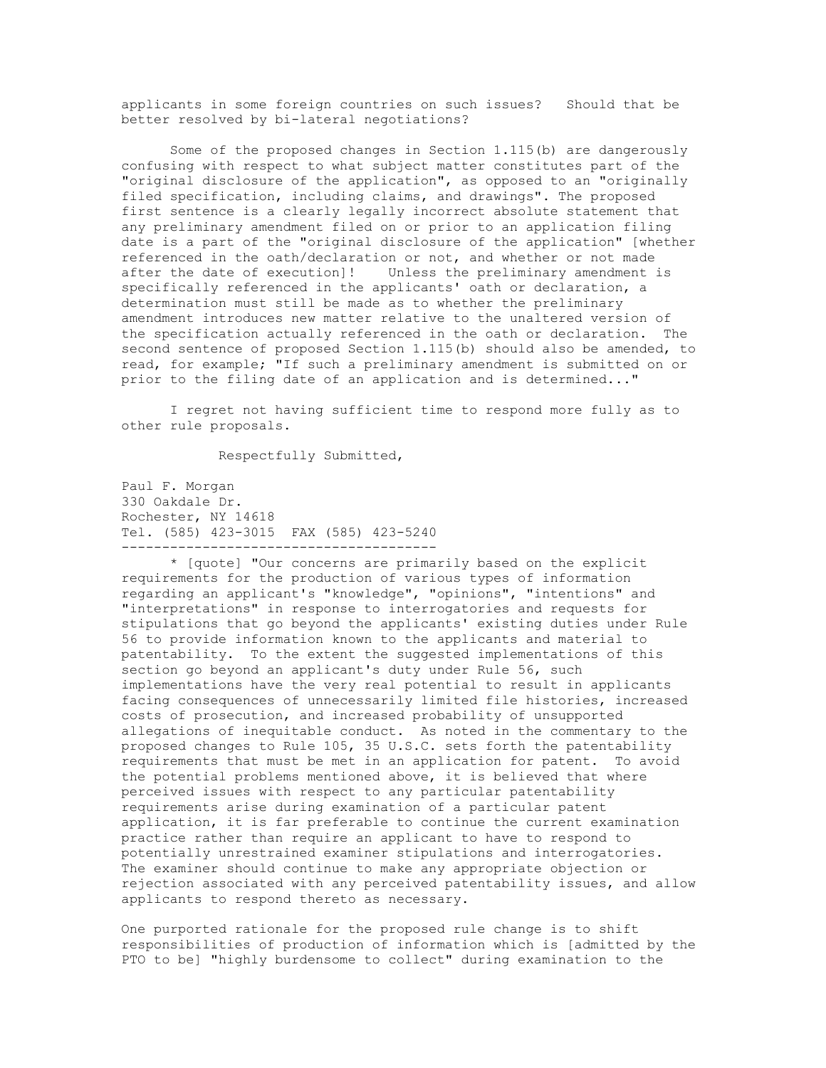applicants in some foreign countries on such issues? Should that be better resolved by bi-lateral negotiations?

Some of the proposed changes in Section 1.115(b) are dangerously confusing with respect to what subject matter constitutes part of the "original disclosure of the application", as opposed to an "originally filed specification, including claims, and drawings". The proposed first sentence is a clearly legally incorrect absolute statement that any preliminary amendment filed on or prior to an application filing date is a part of the "original disclosure of the application" [whether referenced in the oath/declaration or not, and whether or not made after the date of execution]! Unless the preliminary amendment is specifically referenced in the applicants' oath or declaration, a determination must still be made as to whether the preliminary amendment introduces new matter relative to the unaltered version of the specification actually referenced in the oath or declaration. The second sentence of proposed Section 1.115(b) should also be amended, to read, for example; "If such a preliminary amendment is submitted on or prior to the filing date of an application and is determined..."

I regret not having sufficient time to respond more fully as to other rule proposals.

Respectfully Submitted,

Paul F. Morgan
330 Oakdale Dr.
Rochester, NY 14618
Tel. (585) 423-3015 FAX (585) 423-5240

---

* [quote] "Our concerns are primarily based on the explicit requirements for the production of various types of information regarding an applicant's "knowledge", "opinions", "intentions" and "interpretations" in response to interrogatories and requests for stipulations that go beyond the applicants' existing duties under Rule 56 to provide information known to the applicants and material to patentability. To the extent the suggested implementations of this section go beyond an applicant's duty under Rule 56, such implementations have the very real potential to result in applicants facing consequences of unnecessarily limited file histories, increased costs of prosecution, and increased probability of unsupported allegations of inequitable conduct. As noted in the commentary to the proposed changes to Rule 105, 35 U.S.C. sets forth the patentability requirements that must be met in an application for patent. To avoid the potential problems mentioned above, it is believed that where perceived issues with respect to any particular patentability requirements arise during examination of a particular patent application, it is far preferable to continue the current examination practice rather than require an applicant to have to respond to potentially unrestrained examiner stipulations and interrogatories. The examiner should continue to make any appropriate objection or rejection associated with any perceived patentability issues, and allow applicants to respond thereto as necessary.

One purported rationale for the proposed rule change is to shift responsibilities of production of information which is [admitted by the PTO to be] "highly burdensome to collect" during examination to the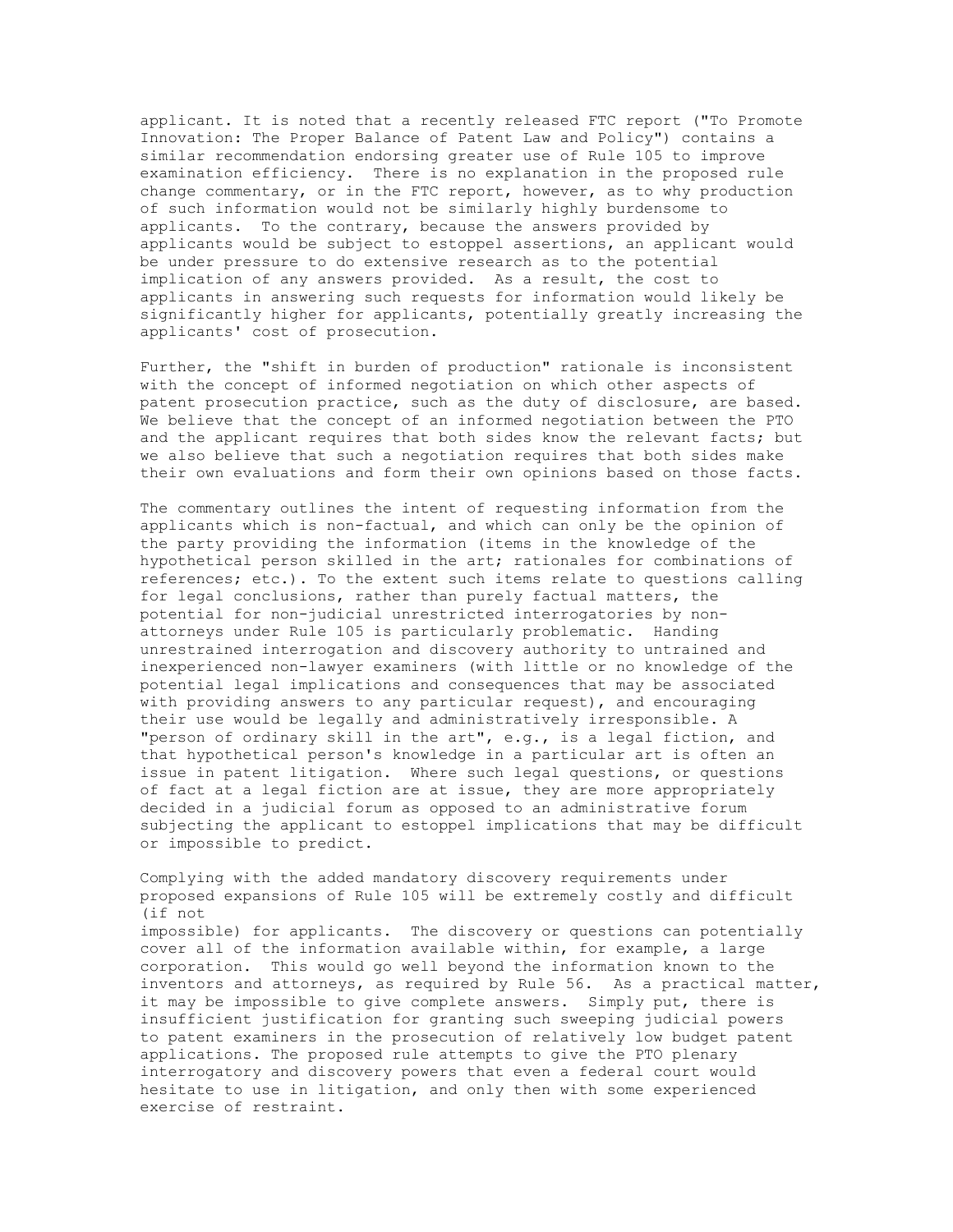applicant. It is noted that a recently released FTC report ("To Promote Innovation: The Proper Balance of Patent Law and Policy") contains a similar recommendation endorsing greater use of Rule 105 to improve examination efficiency. There is no explanation in the proposed rule change commentary, or in the FTC report, however, as to why production of such information would not be similarly highly burdensome to applicants. To the contrary, because the answers provided by applicants would be subject to estoppel assertions, an applicant would be under pressure to do extensive research as to the potential implication of any answers provided. As a result, the cost to applicants in answering such requests for information would likely be significantly higher for applicants, potentially greatly increasing the applicants' cost of prosecution.

Further, the "shift in burden of production" rationale is inconsistent with the concept of informed negotiation on which other aspects of patent prosecution practice, such as the duty of disclosure, are based. We believe that the concept of an informed negotiation between the PTO and the applicant requires that both sides know the relevant facts; but we also believe that such a negotiation requires that both sides make their own evaluations and form their own opinions based on those facts.

The commentary outlines the intent of requesting information from the applicants which is non-factual, and which can only be the opinion of the party providing the information (items in the knowledge of the hypothetical person skilled in the art; rationales for combinations of references; etc.). To the extent such items relate to questions calling for legal conclusions, rather than purely factual matters, the potential for non-judicial unrestricted interrogatories by non-attorneys under Rule 105 is particularly problematic. Handing unrestrained interrogation and discovery authority to untrained and inexperienced non-lawyer examiners (with little or no knowledge of the potential legal implications and consequences that may be associated with providing answers to any particular request), and encouraging their use would be legally and administratively irresponsible. A "person of ordinary skill in the art", e.g., is a legal fiction, and that hypothetical person's knowledge in a particular art is often an issue in patent litigation. Where such legal questions, or questions of fact at a legal fiction are at issue, they are more appropriately decided in a judicial forum as opposed to an administrative forum subjecting the applicant to estoppel implications that may be difficult or impossible to predict.

Complying with the added mandatory discovery requirements under proposed expansions of Rule 105 will be extremely costly and difficult (if not impossible) for applicants. The discovery or questions can potentially cover all of the information available within, for example, a large corporation. This would go well beyond the information known to the inventors and attorneys, as required by Rule 56. As a practical matter, it may be impossible to give complete answers. Simply put, there is insufficient justification for granting such sweeping judicial powers to patent examiners in the prosecution of relatively low budget patent applications. The proposed rule attempts to give the PTO plenary interrogatory and discovery powers that even a federal court would hesitate to use in litigation, and only then with some experienced exercise of restraint.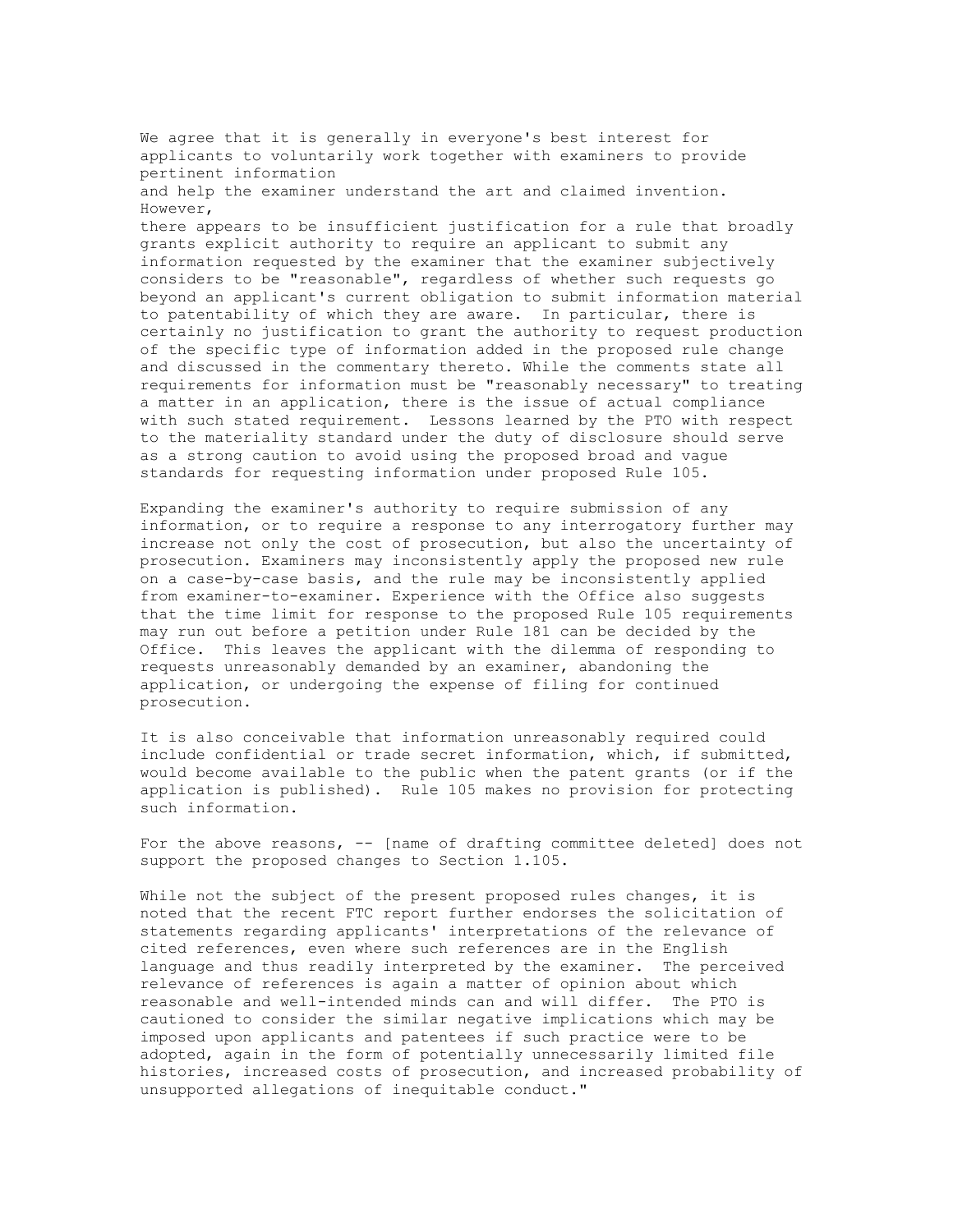We agree that it is generally in everyone's best interest for applicants to voluntarily work together with examiners to provide pertinent information and help the examiner understand the art and claimed invention. However, there appears to be insufficient justification for a rule that broadly grants explicit authority to require an applicant to submit any information requested by the examiner that the examiner subjectively considers to be "reasonable", regardless of whether such requests go beyond an applicant's current obligation to submit information material to patentability of which they are aware. In particular, there is certainly no justification to grant the authority to request production of the specific type of information added in the proposed rule change and discussed in the commentary thereto. While the comments state all requirements for information must be "reasonably necessary" to treating a matter in an application, there is the issue of actual compliance with such stated requirement. Lessons learned by the PTO with respect to the materiality standard under the duty of disclosure should serve as a strong caution to avoid using the proposed broad and vague standards for requesting information under proposed Rule 105.

Expanding the examiner's authority to require submission of any information, or to require a response to any interrogatory further may increase not only the cost of prosecution, but also the uncertainty of prosecution. Examiners may inconsistently apply the proposed new rule on a case-by-case basis, and the rule may be inconsistently applied from examiner-to-examiner. Experience with the Office also suggests that the time limit for response to the proposed Rule 105 requirements may run out before a petition under Rule 181 can be decided by the Office. This leaves the applicant with the dilemma of responding to requests unreasonably demanded by an examiner, abandoning the application, or undergoing the expense of filing for continued prosecution.

It is also conceivable that information unreasonably required could include confidential or trade secret information, which, if submitted, would become available to the public when the patent grants (or if the application is published). Rule 105 makes no provision for protecting such information.

For the above reasons, -- [name of drafting committee deleted] does not support the proposed changes to Section 1.105.

While not the subject of the present proposed rules changes, it is noted that the recent FTC report further endorses the solicitation of statements regarding applicants' interpretations of the relevance of cited references, even where such references are in the English language and thus readily interpreted by the examiner. The perceived relevance of references is again a matter of opinion about which reasonable and well-intended minds can and will differ. The PTO is cautioned to consider the similar negative implications which may be imposed upon applicants and patentees if such practice were to be adopted, again in the form of potentially unnecessarily limited file histories, increased costs of prosecution, and increased probability of unsupported allegations of inequitable conduct."